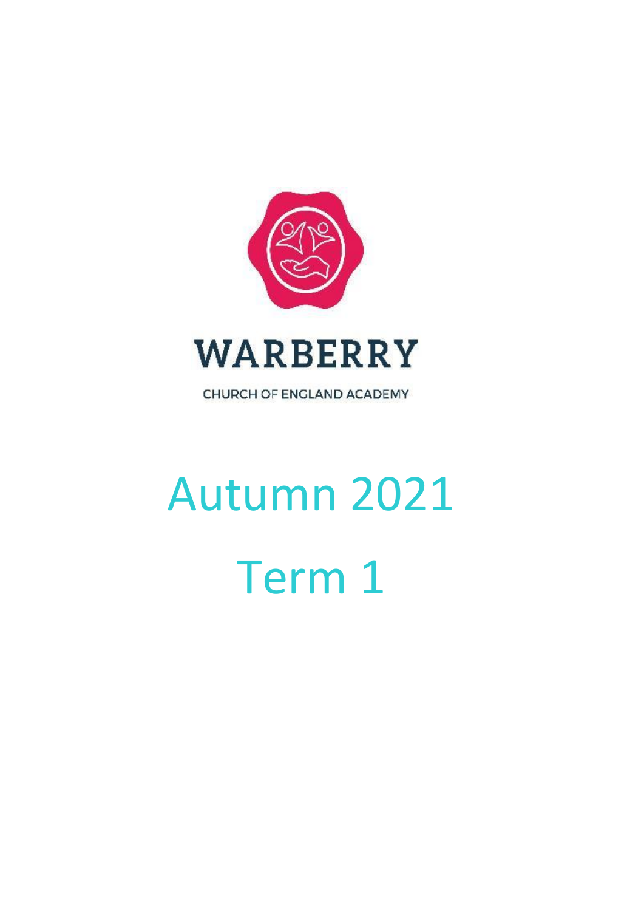# WARBERRY

CHURCH OF ENGLAND ACADEMY

# Autumn 2021

# Term 1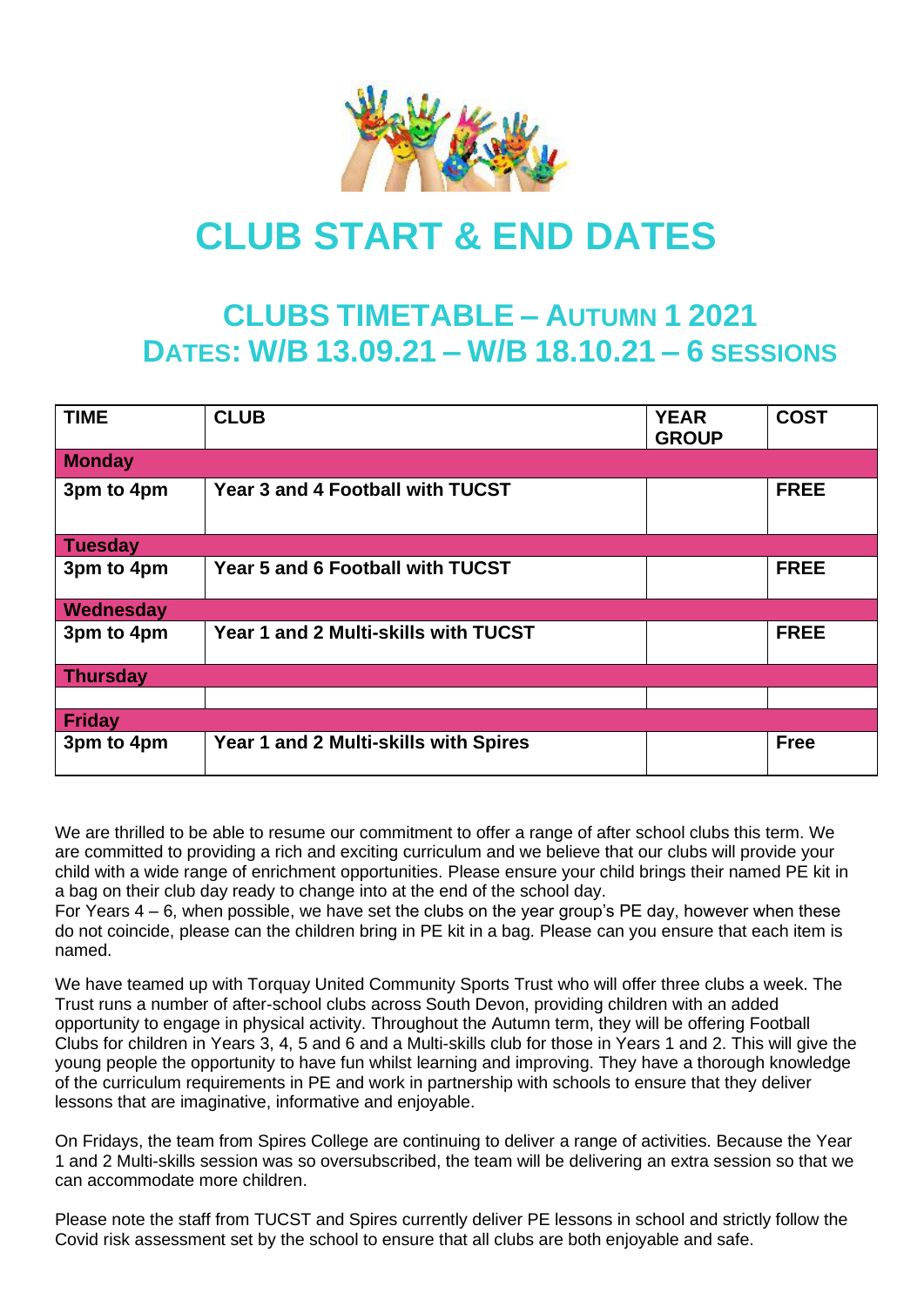# CLUB START & END DATES

## CLUBS TIMETABLE – AUTUMN 1 2021
## DATES: W/B 13.09.21 – W/B 18.10.21 – 6 SESSIONS

| TIME | CLUB | YEAR GROUP | COST |
|---|---|---|---|
| **Monday** | | | |
| 3pm to 4pm | Year 3 and 4 Football with TUCST | | FREE |
| **Tuesday** | | | |
| 3pm to 4pm | Year 5 and 6 Football with TUCST | | FREE |
| **Wednesday** | | | |
| 3pm to 4pm | Year 1 and 2 Multi-skills with TUCST | | FREE |
| **Thursday** | | | |
| | | | |
| **Friday** | | | |
| 3pm to 4pm | Year 1 and 2 Multi-skills with Spires | | Free |

We are thrilled to be able to resume our commitment to offer a range of after school clubs this term. We are committed to providing a rich and exciting curriculum and we believe that our clubs will provide your child with a wide range of enrichment opportunities. Please ensure your child brings their named PE kit in a bag on their club day ready to change into at the end of the school day.
For Years 4 – 6, when possible, we have set the clubs on the year group's PE day, however when these do not coincide, please can the children bring in PE kit in a bag. Please can you ensure that each item is named.

We have teamed up with Torquay United Community Sports Trust who will offer three clubs a week. The Trust runs a number of after-school clubs across South Devon, providing children with an added opportunity to engage in physical activity. Throughout the Autumn term, they will be offering Football Clubs for children in Years 3, 4, 5 and 6 and a Multi-skills club for those in Years 1 and 2. This will give the young people the opportunity to have fun whilst learning and improving. They have a thorough knowledge of the curriculum requirements in PE and work in partnership with schools to ensure that they deliver lessons that are imaginative, informative and enjoyable.

On Fridays, the team from Spires College are continuing to deliver a range of activities. Because the Year 1 and 2 Multi-skills session was so oversubscribed, the team will be delivering an extra session so that we can accommodate more children.

Please note the staff from TUCST and Spires currently deliver PE lessons in school and strictly follow the Covid risk assessment set by the school to ensure that all clubs are both enjoyable and safe.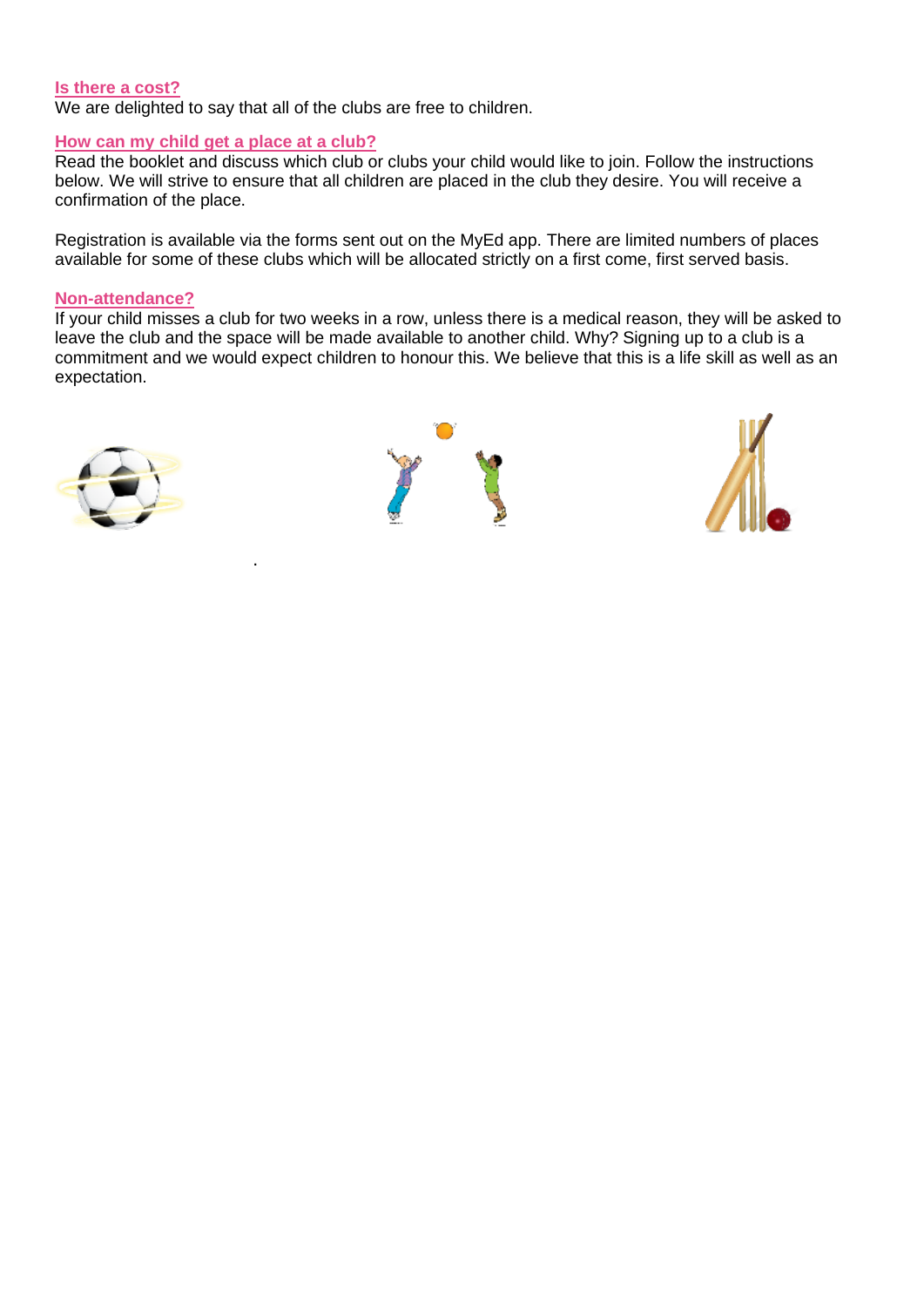**Is there a cost?**

We are delighted to say that all of the clubs are free to children.

**How can my child get a place at a club?**

Read the booklet and discuss which club or clubs your child would like to join. Follow the instructions below. We will strive to ensure that all children are placed in the club they desire. You will receive a confirmation of the place.

Registration is available via the forms sent out on the MyEd app. There are limited numbers of places available for some of these clubs which will be allocated strictly on a first come, first served basis.

**Non-attendance?**

If your child misses a club for two weeks in a row, unless there is a medical reason, they will be asked to leave the club and the space will be made available to another child. Why? Signing up to a club is a commitment and we would expect children to honour this. We believe that this is a life skill as well as an expectation.